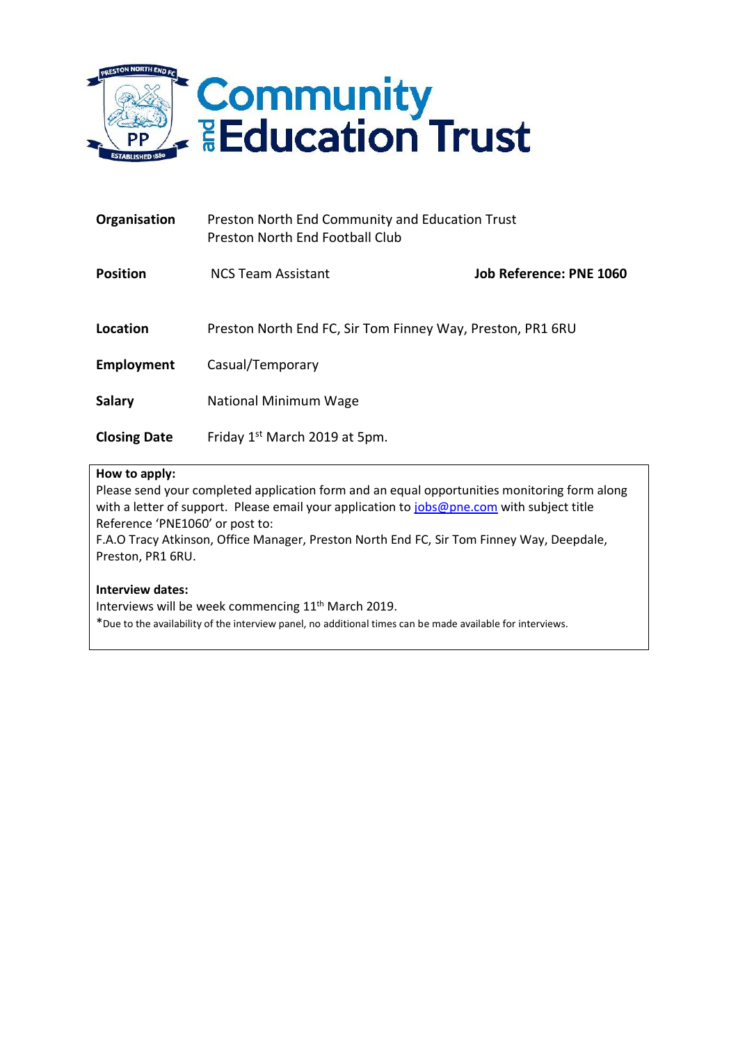# Community and Education Trust

| | | |
|---|---|---|
| **Organisation** | Preston North End Community and Education Trust<br>Preston North End Football Club | |
| **Position** | NCS Team Assistant | **Job Reference: PNE 1060** |
| **Location** | Preston North End FC, Sir Tom Finney Way, Preston, PR1 6RU | |
| **Employment** | Casual/Temporary | |
| **Salary** | National Minimum Wage | |
| **Closing Date** | Friday 1st March 2019 at 5pm. | |

**How to apply:**
Please send your completed application form and an equal opportunities monitoring form along with a letter of support. Please email your application to jobs@pne.com with subject title Reference 'PNE1060' or post to:
F.A.O Tracy Atkinson, Office Manager, Preston North End FC, Sir Tom Finney Way, Deepdale, Preston, PR1 6RU.

**Interview dates:**
Interviews will be week commencing 11th March 2019.
*Due to the availability of the interview panel, no additional times can be made available for interviews.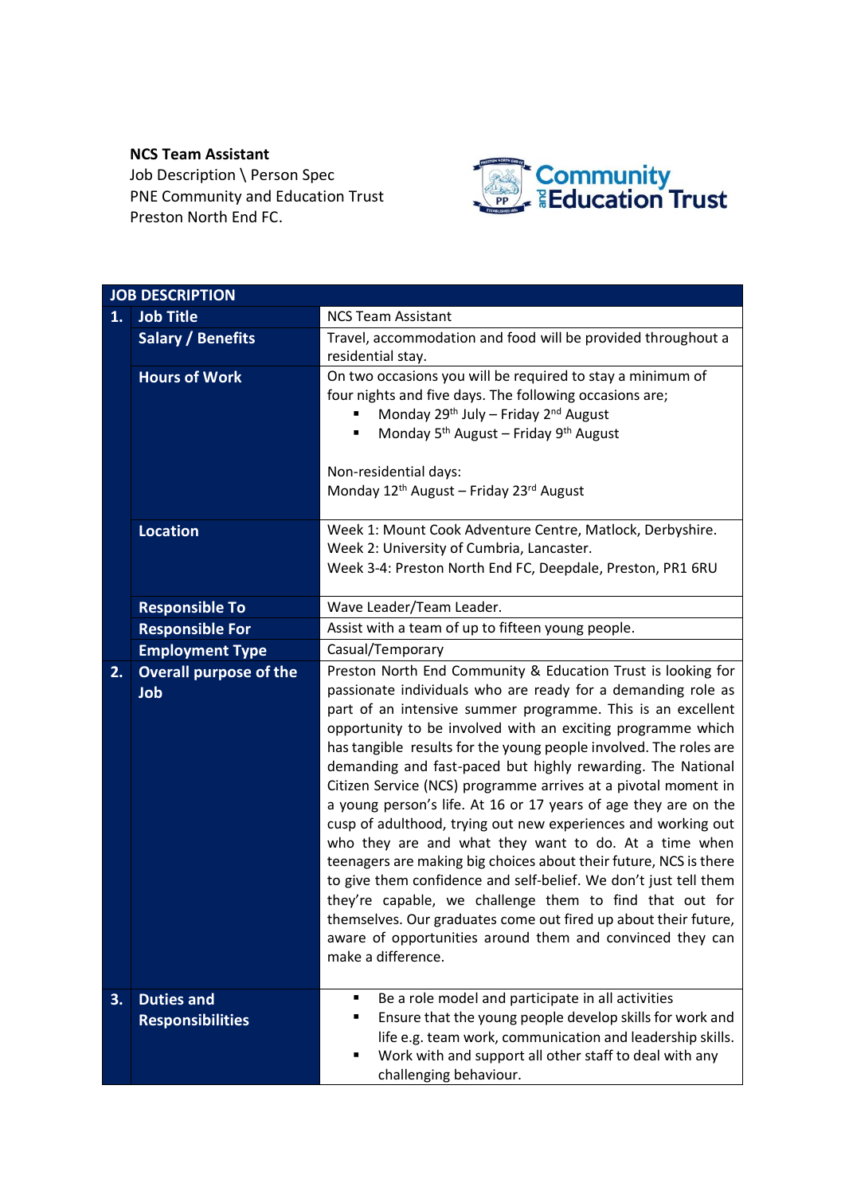**NCS Team Assistant**
Job Description \ Person Spec
PNE Community and Education Trust
Preston North End FC.

| JOB DESCRIPTION | | |
|---|---|---|
| 1. | **Job Title** | NCS Team Assistant |
| | **Salary / Benefits** | Travel, accommodation and food will be provided throughout a residential stay. |
| | **Hours of Work** | On two occasions you will be required to stay a minimum of four nights and five days. The following occasions are;<br>▪ Monday 29th July – Friday 2nd August<br>▪ Monday 5th August – Friday 9th August<br><br>Non-residential days:<br>Monday 12th August – Friday 23rd August |
| | **Location** | Week 1: Mount Cook Adventure Centre, Matlock, Derbyshire.<br>Week 2: University of Cumbria, Lancaster.<br>Week 3-4: Preston North End FC, Deepdale, Preston, PR1 6RU |
| | **Responsible To** | Wave Leader/Team Leader. |
| | **Responsible For** | Assist with a team of up to fifteen young people. |
| | **Employment Type** | Casual/Temporary |
| 2. | **Overall purpose of the Job** | Preston North End Community & Education Trust is looking for passionate individuals who are ready for a demanding role as part of an intensive summer programme. This is an excellent opportunity to be involved with an exciting programme which has tangible results for the young people involved. The roles are demanding and fast-paced but highly rewarding. The National Citizen Service (NCS) programme arrives at a pivotal moment in a young person's life. At 16 or 17 years of age they are on the cusp of adulthood, trying out new experiences and working out who they are and what they want to do. At a time when teenagers are making big choices about their future, NCS is there to give them confidence and self-belief. We don't just tell them they're capable, we challenge them to find that out for themselves. Our graduates come out fired up about their future, aware of opportunities around them and convinced they can make a difference. |
| 3. | **Duties and Responsibilities** | ▪ Be a role model and participate in all activities<br>▪ Ensure that the young people develop skills for work and life e.g. team work, communication and leadership skills.<br>▪ Work with and support all other staff to deal with any challenging behaviour. |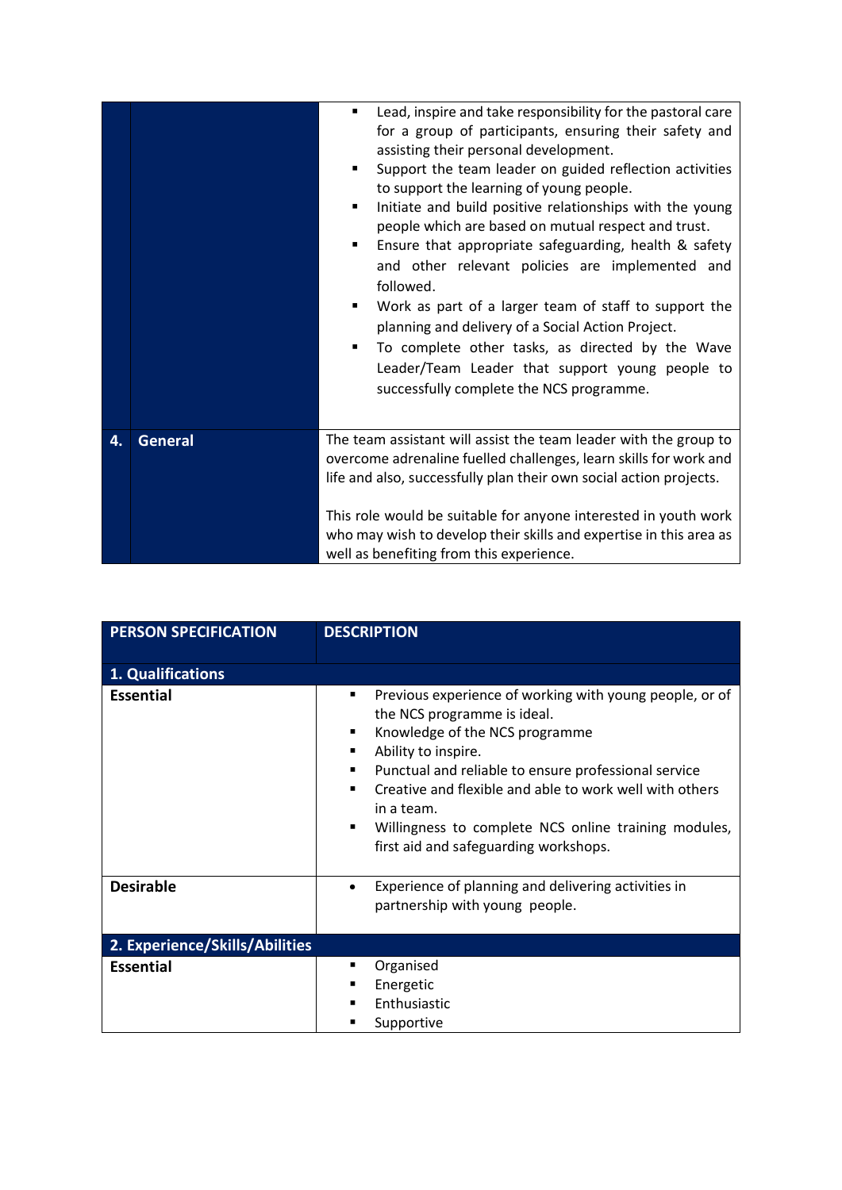| | | |
|---|---|---|
| | | ▪ Lead, inspire and take responsibility for the pastoral care for a group of participants, ensuring their safety and assisting their personal development.<br>▪ Support the team leader on guided reflection activities to support the learning of young people.<br>▪ Initiate and build positive relationships with the young people which are based on mutual respect and trust.<br>▪ Ensure that appropriate safeguarding, health & safety and other relevant policies are implemented and followed.<br>▪ Work as part of a larger team of staff to support the planning and delivery of a Social Action Project.<br>▪ To complete other tasks, as directed by the Wave Leader/Team Leader that support young people to successfully complete the NCS programme. |
| **4.** | **General** | The team assistant will assist the team leader with the group to overcome adrenaline fuelled challenges, learn skills for work and life and also, successfully plan their own social action projects.<br><br>This role would be suitable for anyone interested in youth work who may wish to develop their skills and expertise in this area as well as benefiting from this experience. |

| PERSON SPECIFICATION | DESCRIPTION |
|---|---|
| **1. Qualifications** | |
| **Essential** | ▪ Previous experience of working with young people, or of the NCS programme is ideal.<br>▪ Knowledge of the NCS programme<br>▪ Ability to inspire.<br>▪ Punctual and reliable to ensure professional service<br>▪ Creative and flexible and able to work well with others in a team.<br>▪ Willingness to complete NCS online training modules, first aid and safeguarding workshops. |
| **Desirable** | • Experience of planning and delivering activities in partnership with young people. |
| **2. Experience/Skills/Abilities** | |
| **Essential** | ▪ Organised<br>▪ Energetic<br>▪ Enthusiastic<br>▪ Supportive |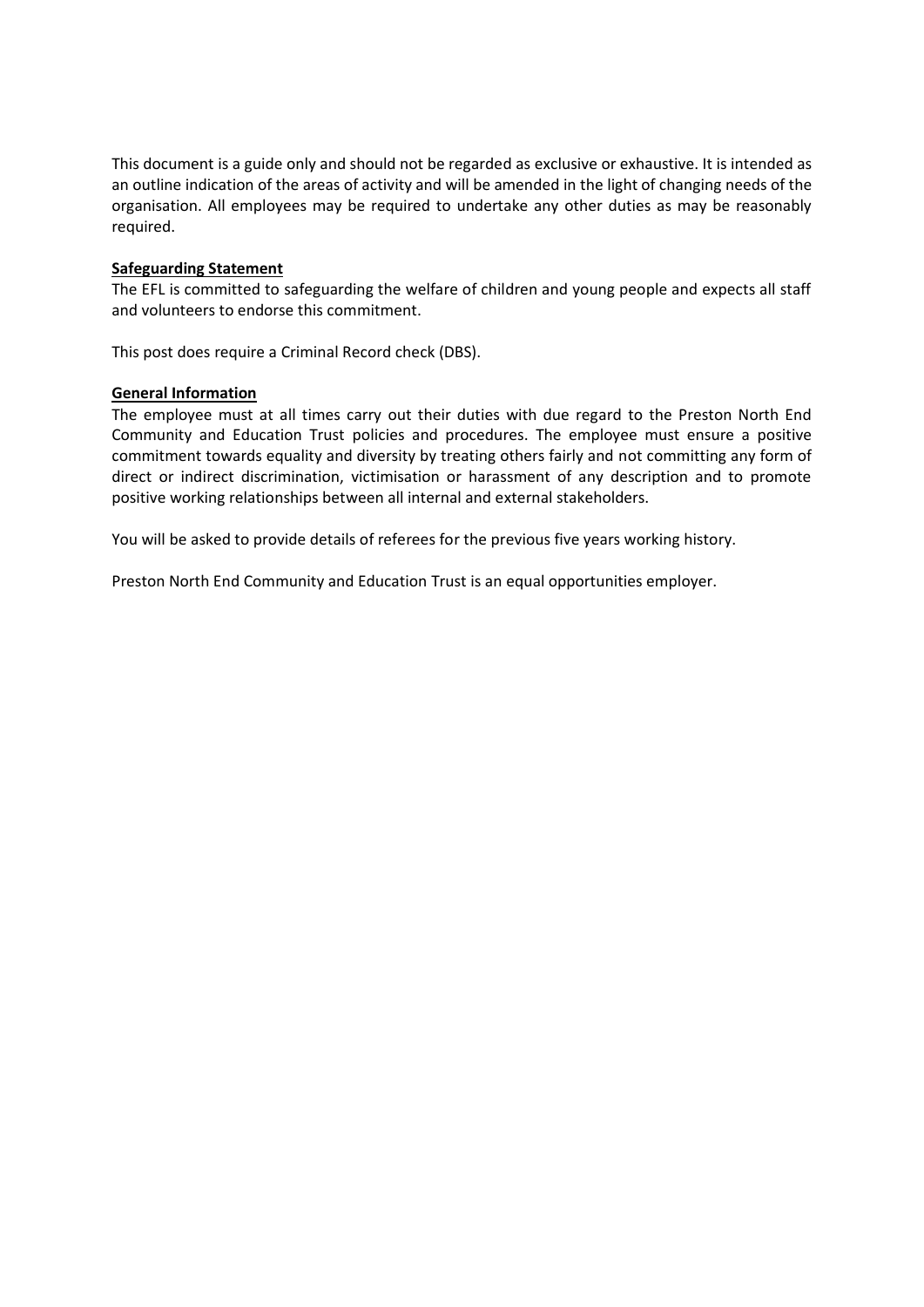This document is a guide only and should not be regarded as exclusive or exhaustive. It is intended as an outline indication of the areas of activity and will be amended in the light of changing needs of the organisation. All employees may be required to undertake any other duties as may be reasonably required.

**Safeguarding Statement**

The EFL is committed to safeguarding the welfare of children and young people and expects all staff and volunteers to endorse this commitment.

This post does require a Criminal Record check (DBS).

**General Information**

The employee must at all times carry out their duties with due regard to the Preston North End Community and Education Trust policies and procedures. The employee must ensure a positive commitment towards equality and diversity by treating others fairly and not committing any form of direct or indirect discrimination, victimisation or harassment of any description and to promote positive working relationships between all internal and external stakeholders.

You will be asked to provide details of referees for the previous five years working history.

Preston North End Community and Education Trust is an equal opportunities employer.